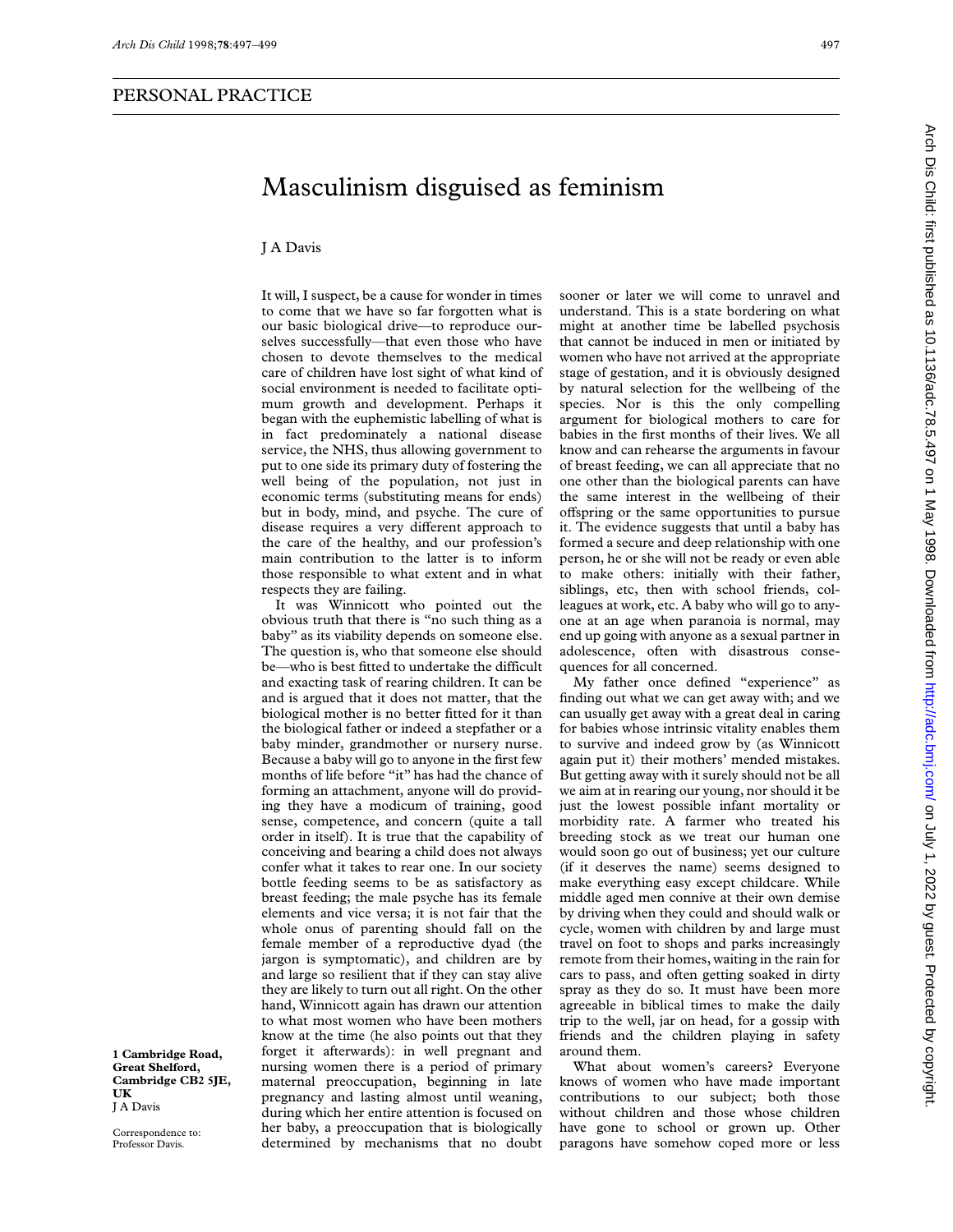PERSONAL PRACTICE

# Masculinism disguised as feminism

J A Davis

1 Cambridge Road, Great Shelford, Cambridge CB2 5JE, UK
J A Davis

Correspondence to: Professor Davis.

It will, I suspect, be a cause for wonder in times to come that we have so far forgotten what is our basic biological drive—to reproduce ourselves successfully—that even those who have chosen to devote themselves to the medical care of children have lost sight of what kind of social environment is needed to facilitate optimum growth and development. Perhaps it began with the euphemistic labelling of what is in fact predominately a national disease service, the NHS, thus allowing government to put to one side its primary duty of fostering the well being of the population, not just in economic terms (substituting means for ends) but in body, mind, and psyche. The cure of disease requires a very different approach to the care of the healthy, and our profession's main contribution to the latter is to inform those responsible to what extent and in what respects they are failing.

It was Winnicott who pointed out the obvious truth that there is "no such thing as a baby" as its viability depends on someone else. The question is, who that someone else should be—who is best fitted to undertake the difficult and exacting task of rearing children. It can be and is argued that it does not matter, that the biological mother is no better fitted for it than the biological father or indeed a stepfather or a baby minder, grandmother or nursery nurse. Because a baby will go to anyone in the first few months of life before "it" has had the chance of forming an attachment, anyone will do providing they have a modicum of training, good sense, competence, and concern (quite a tall order in itself). It is true that the capability of conceiving and bearing a child does not always confer what it takes to rear one. In our society bottle feeding seems to be as satisfactory as breast feeding; the male psyche has its female elements and vice versa; it is not fair that the whole onus of parenting should fall on the female member of a reproductive dyad (the jargon is symptomatic), and children are by and large so resilient that if they can stay alive they are likely to turn out all right. On the other hand, Winnicott again has drawn our attention to what most women who have been mothers know at the time (he also points out that they forget it afterwards): in well pregnant and nursing women there is a period of primary maternal preoccupation, beginning in late pregnancy and lasting almost until weaning, during which her entire attention is focused on her baby, a preoccupation that is biologically determined by mechanisms that no doubt sooner or later we will come to unravel and understand. This is a state bordering on what might at another time be labelled psychosis that cannot be induced in men or initiated by women who have not arrived at the appropriate stage of gestation, and it is obviously designed by natural selection for the wellbeing of the species. Nor is this the only compelling argument for biological mothers to care for babies in the first months of their lives. We all know and can rehearse the arguments in favour of breast feeding, we can all appreciate that no one other than the biological parents can have the same interest in the wellbeing of their offspring or the same opportunities to pursue it. The evidence suggests that until a baby has formed a secure and deep relationship with one person, he or she will not be ready or even able to make others: initially with their father, siblings, etc, then with school friends, colleagues at work, etc. A baby who will go to anyone at an age when paranoia is normal, may end up going with anyone as a sexual partner in adolescence, often with disastrous consequences for all concerned.

My father once defined "experience" as finding out what we can get away with; and we can usually get away with a great deal in caring for babies whose intrinsic vitality enables them to survive and indeed grow by (as Winnicott again put it) their mothers' mended mistakes. But getting away with it surely should not be all we aim at in rearing our young, nor should it be just the lowest possible infant mortality or morbidity rate. A farmer who treated his breeding stock as we treat our human one would soon go out of business; yet our culture (if it deserves the name) seems designed to make everything easy except childcare. While middle aged men connive at their own demise by driving when they could and should walk or cycle, women with children by and large must travel on foot to shops and parks increasingly remote from their homes, waiting in the rain for cars to pass, and often getting soaked in dirty spray as they do so. It must have been more agreeable in biblical times to make the daily trip to the well, jar on head, for a gossip with friends and the children playing in safety around them.

What about women's careers? Everyone knows of women who have made important contributions to our subject; both those without children and those whose children have gone to school or grown up. Other paragons have somehow coped more or less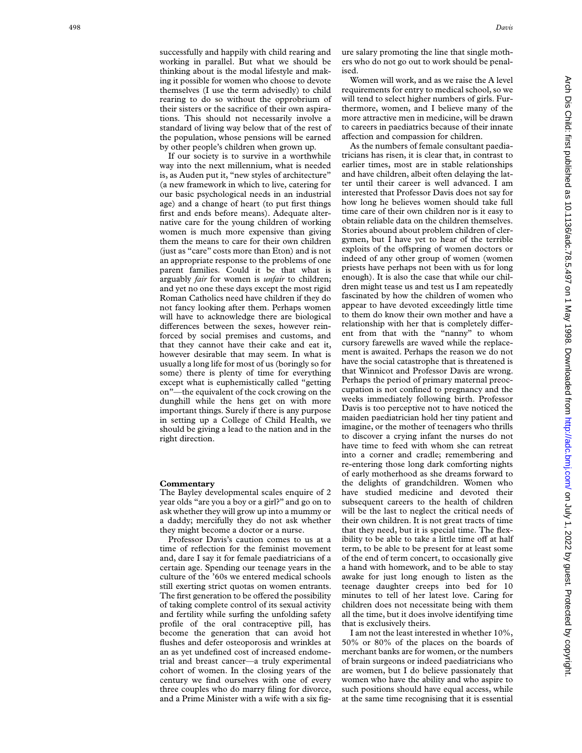successfully and happily with child rearing and working in parallel. But what we should be thinking about is the modal lifestyle and making it possible for women who choose to devote themselves (I use the term advisedly) to child rearing to do so without the opprobrium of their sisters or the sacrifice of their own aspirations. This should not necessarily involve a standard of living way below that of the rest of the population, whose pensions will be earned by other people's children when grown up.

If our society is to survive in a worthwhile way into the next millennium, what is needed is, as Auden put it, "new styles of architecture" (a new framework in which to live, catering for our basic psychological needs in an industrial age) and a change of heart (to put first things first and ends before means). Adequate alternative care for the young children of working women is much more expensive than giving them the means to care for their own children (just as "care" costs more than Eton) and is not an appropriate response to the problems of one parent families. Could it be that what is arguably *fair* for women is *unfair* to children; and yet no one these days except the most rigid Roman Catholics need have children if they do not fancy looking after them. Perhaps women will have to acknowledge there are biological differences between the sexes, however reinforced by social premises and customs, and that they cannot have their cake and eat it, however desirable that may seem. In what is usually a long life for most of us (boringly so for some) there is plenty of time for everything except what is euphemistically called "getting on"—the equivalent of the cock crowing on the dunghill while the hens get on with more important things. Surely if there is any purpose in setting up a College of Child Health, we should be giving a lead to the nation and in the right direction.

**Commentary**

The Bayley developmental scales enquire of 2 year olds "are you a boy or a girl?" and go on to ask whether they will grow up into a mummy or a daddy; mercifully they do not ask whether they might become a doctor or a nurse.

Professor Davis's caution comes to us at a time of reflection for the feminist movement and, dare I say it for female paediatricians of a certain age. Spending our teenage years in the culture of the '60s we entered medical schools still exerting strict quotas on women entrants. The first generation to be offered the possibility of taking complete control of its sexual activity and fertility while surfing the unfolding safety profile of the oral contraceptive pill, has become the generation that can avoid hot flushes and defer osteoporosis and wrinkles at an as yet undefined cost of increased endometrial and breast cancer—a truly experimental cohort of women. In the closing years of the century we find ourselves with one of every three couples who do marry filing for divorce, and a Prime Minister with a wife with a six figure salary promoting the line that single mothers who do not go out to work should be penalised.

Women will work, and as we raise the A level requirements for entry to medical school, so we will tend to select higher numbers of girls. Furthermore, women, and I believe many of the more attractive men in medicine, will be drawn to careers in paediatrics because of their innate affection and compassion for children.

As the numbers of female consultant paediatricians has risen, it is clear that, in contrast to earlier times, most are in stable relationships and have children, albeit often delaying the latter until their career is well advanced. I am interested that Professor Davis does not say for how long he believes women should take full time care of their own children nor is it easy to obtain reliable data on the children themselves. Stories abound about problem children of clergymen, but I have yet to hear of the terrible exploits of the offspring of women doctors or indeed of any other group of women (women priests have perhaps not been with us for long enough). It is also the case that while our children might tease us and test us I am repeatedly fascinated by how the children of women who appear to have devoted exceedingly little time to them do know their own mother and have a relationship with her that is completely different from that with the "nanny" to whom cursory farewells are waved while the replacement is awaited. Perhaps the reason we do not have the social catastrophe that is threatened is that Winnicot and Professor Davis are wrong. Perhaps the period of primary maternal preoccupation is not confined to pregnancy and the weeks immediately following birth. Professor Davis is too perceptive not to have noticed the maiden paediatrician hold her tiny patient and imagine, or the mother of teenagers who thrills to discover a crying infant the nurses do not have time to feed with whom she can retreat into a corner and cradle; remembering and re-entering those long dark comforting nights of early motherhood as she dreams forward to the delights of grandchildren. Women who have studied medicine and devoted their subsequent careers to the health of children will be the last to neglect the critical needs of their own children. It is not great tracts of time that they need, but it is special time. The flexibility to be able to take a little time off at half term, to be able to be present for at least some of the end of term concert, to occasionally give a hand with homework, and to be able to stay awake for just long enough to listen as the teenage daughter creeps into bed for 10 minutes to tell of her latest love. Caring for children does not necessitate being with them all the time, but it does involve identifying time that is exclusively theirs.

I am not the least interested in whether 10%, 50% or 80% of the places on the boards of merchant banks are for women, or the numbers of brain surgeons or indeed paediatricians who are women, but I do believe passionately that women who have the ability and who aspire to such positions should have equal access, while at the same time recognising that it is essential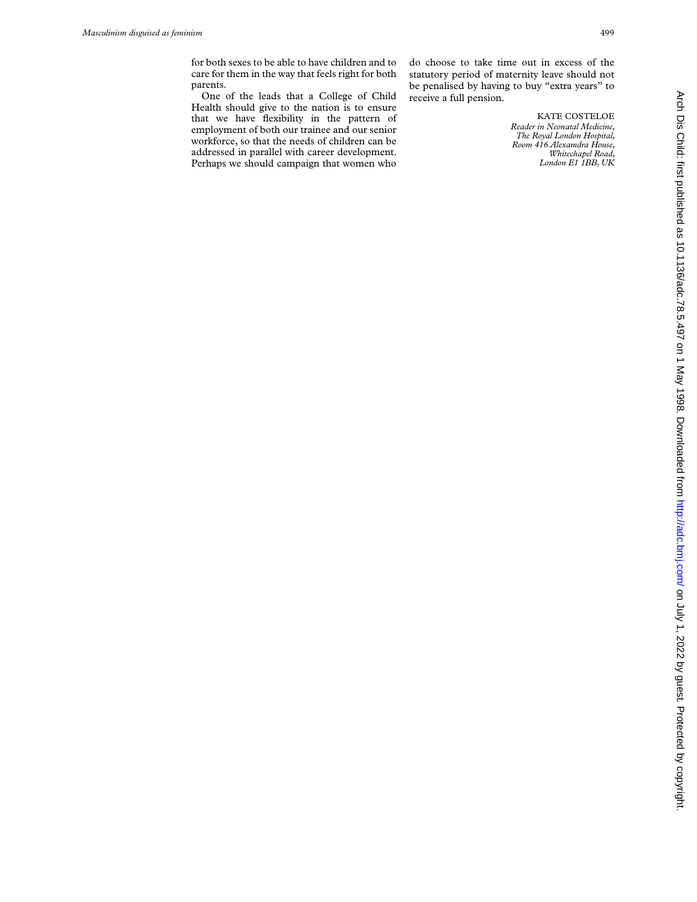for both sexes to be able to have children and to care for them in the way that feels right for both parents.

One of the leads that a College of Child Health should give to the nation is to ensure that we have flexibility in the pattern of employment of both our trainee and our senior workforce, so that the needs of children can be addressed in parallel with career development. Perhaps we should campaign that women who do choose to take time out in excess of the statutory period of maternity leave should not be penalised by having to buy "extra years" to receive a full pension.

KATE COSTELOE
*Reader in Neonatal Medicine,*
*The Royal London Hospital,*
*Room 416 Alexamdra House,*
*Whitechapel Road,*
*London E1 1BB, UK*